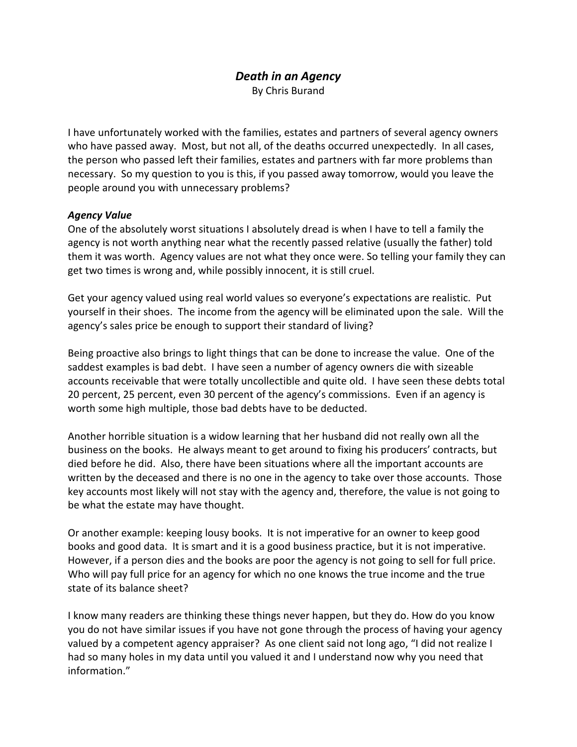# *Death in an Agency*

By Chris Burand

I have unfortunately worked with the families, estates and partners of several agency owners who have passed away. Most, but not all, of the deaths occurred unexpectedly. In all cases, the person who passed left their families, estates and partners with far more problems than necessary. So my question to you is this, if you passed away tomorrow, would you leave the people around you with unnecessary problems?

### *Agency Value*

One of the absolutely worst situations I absolutely dread is when I have to tell a family the agency is not worth anything near what the recently passed relative (usually the father) told them it was worth. Agency values are not what they once were. So telling your family they can get two times is wrong and, while possibly innocent, it is still cruel.

Get your agency valued using real world values so everyone's expectations are realistic. Put yourself in their shoes. The income from the agency will be eliminated upon the sale. Will the agency's sales price be enough to support their standard of living?

Being proactive also brings to light things that can be done to increase the value. One of the saddest examples is bad debt. I have seen a number of agency owners die with sizeable accounts receivable that were totally uncollectible and quite old. I have seen these debts total 20 percent, 25 percent, even 30 percent of the agency's commissions. Even if an agency is worth some high multiple, those bad debts have to be deducted.

Another horrible situation is a widow learning that her husband did not really own all the business on the books. He always meant to get around to fixing his producers' contracts, but died before he did. Also, there have been situations where all the important accounts are written by the deceased and there is no one in the agency to take over those accounts. Those key accounts most likely will not stay with the agency and, therefore, the value is not going to be what the estate may have thought.

Or another example: keeping lousy books. It is not imperative for an owner to keep good books and good data. It is smart and it is a good business practice, but it is not imperative. However, if a person dies and the books are poor the agency is not going to sell for full price. Who will pay full price for an agency for which no one knows the true income and the true state of its balance sheet?

I know many readers are thinking these things never happen, but they do. How do you know you do not have similar issues if you have not gone through the process of having your agency valued by a competent agency appraiser? As one client said not long ago, "I did not realize I had so many holes in my data until you valued it and I understand now why you need that information."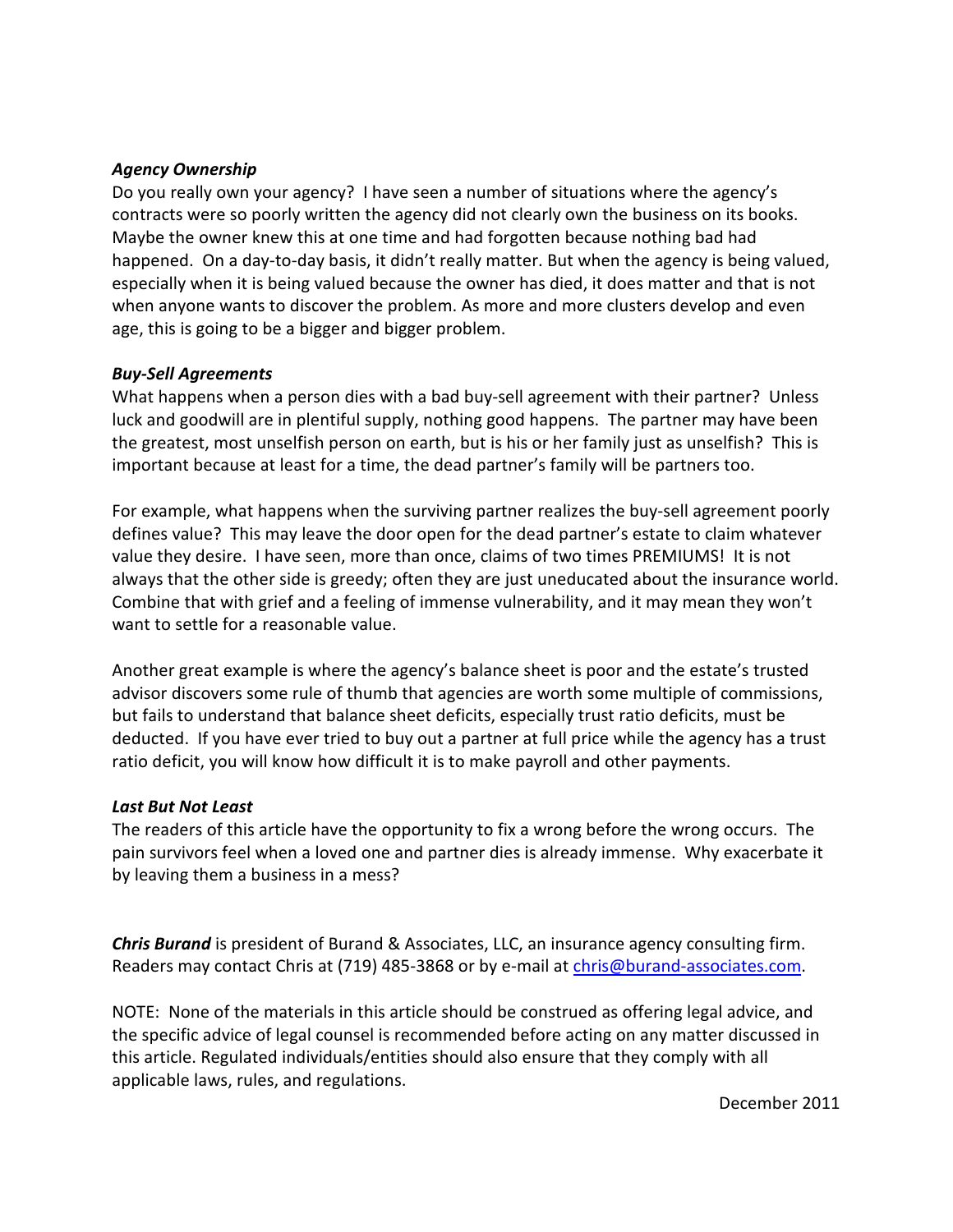### *Agency Ownership*

Do you really own your agency? I have seen a number of situations where the agency's contracts were so poorly written the agency did not clearly own the business on its books. Maybe the owner knew this at one time and had forgotten because nothing bad had happened. On a day-to-day basis, it didn't really matter. But when the agency is being valued, especially when it is being valued because the owner has died, it does matter and that is not when anyone wants to discover the problem. As more and more clusters develop and even age, this is going to be a bigger and bigger problem.

### *Buy-Sell Agreements*

What happens when a person dies with a bad buy-sell agreement with their partner? Unless luck and goodwill are in plentiful supply, nothing good happens. The partner may have been the greatest, most unselfish person on earth, but is his or her family just as unselfish? This is important because at least for a time, the dead partner's family will be partners too.

For example, what happens when the surviving partner realizes the buy-sell agreement poorly defines value? This may leave the door open for the dead partner's estate to claim whatever value they desire. I have seen, more than once, claims of two times PREMIUMS! It is not always that the other side is greedy; often they are just uneducated about the insurance world. Combine that with grief and a feeling of immense vulnerability, and it may mean they won't want to settle for a reasonable value.

Another great example is where the agency's balance sheet is poor and the estate's trusted advisor discovers some rule of thumb that agencies are worth some multiple of commissions, but fails to understand that balance sheet deficits, especially trust ratio deficits, must be deducted. If you have ever tried to buy out a partner at full price while the agency has a trust ratio deficit, you will know how difficult it is to make payroll and other payments.

### *Last But Not Least*

The readers of this article have the opportunity to fix a wrong before the wrong occurs. The pain survivors feel when a loved one and partner dies is already immense. Why exacerbate it by leaving them a business in a mess?

***Chris Burand*** is president of Burand & Associates, LLC, an insurance agency consulting firm. Readers may contact Chris at (719) 485-3868 or by e-mail at chris@burand-associates.com.

NOTE: None of the materials in this article should be construed as offering legal advice, and the specific advice of legal counsel is recommended before acting on any matter discussed in this article. Regulated individuals/entities should also ensure that they comply with all applicable laws, rules, and regulations.

December 2011